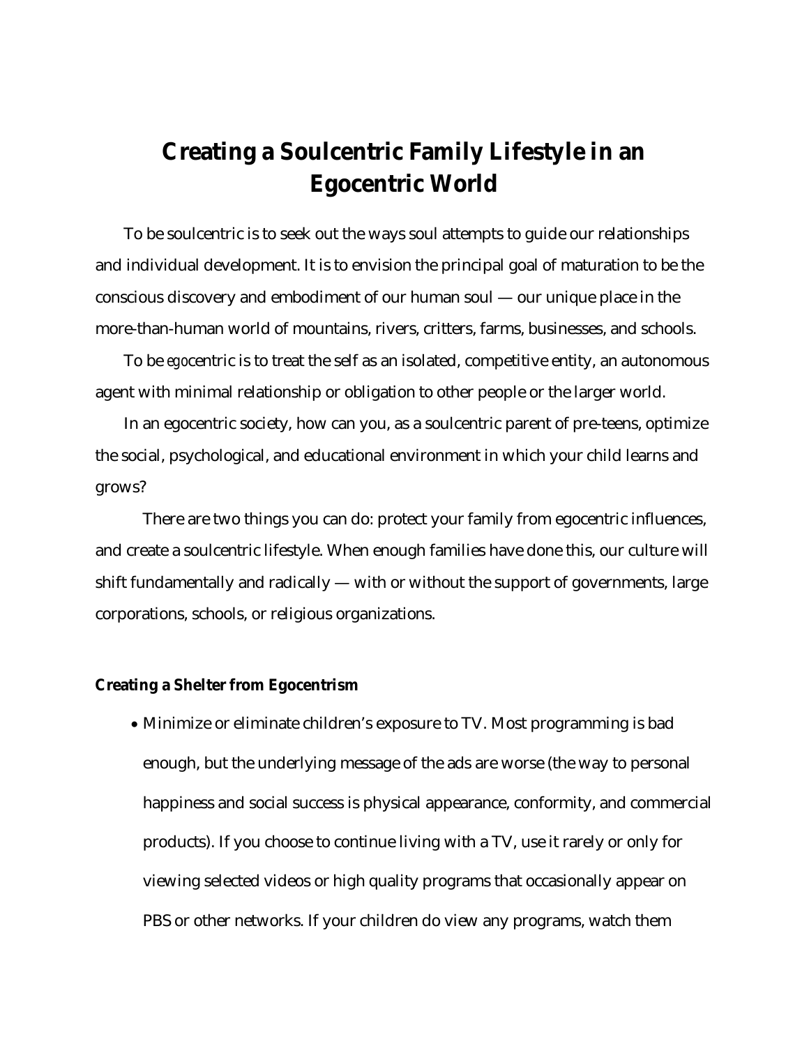# Creating a Soulcentric Family Lifestyle in an Egocentric World

To be soulcentric is to seek out the ways soul attempts to guide our relationships and individual development. It is to envision the principal goal of maturation to be the conscious discovery and embodiment of our human soul — our unique place in the more-than-human world of mountains, rivers, critters, farms, businesses, and schools.

To be *ego*centric is to treat the self as an isolated, competitive entity, an autonomous agent with minimal relationship or obligation to other people or the larger world.

In an egocentric society, how can you, as a soulcentric parent of pre-teens, optimize the social, psychological, and educational environment in which your child learns and grows?

There are two things you can do: protect your family from egocentric influences, and create a soulcentric lifestyle. When enough families have done this, our culture will shift fundamentally and radically — with or without the support of governments, large corporations, schools, or religious organizations.

**Creating a Shelter from Egocentrism**

- Minimize or eliminate children's exposure to TV. Most programming is bad enough, but the underlying message of the ads are worse (the way to personal happiness and social success is physical appearance, conformity, and commercial products). If you choose to continue living with a TV, use it rarely or only for viewing selected videos or high quality programs that occasionally appear on PBS or other networks. If your children do view any programs, watch them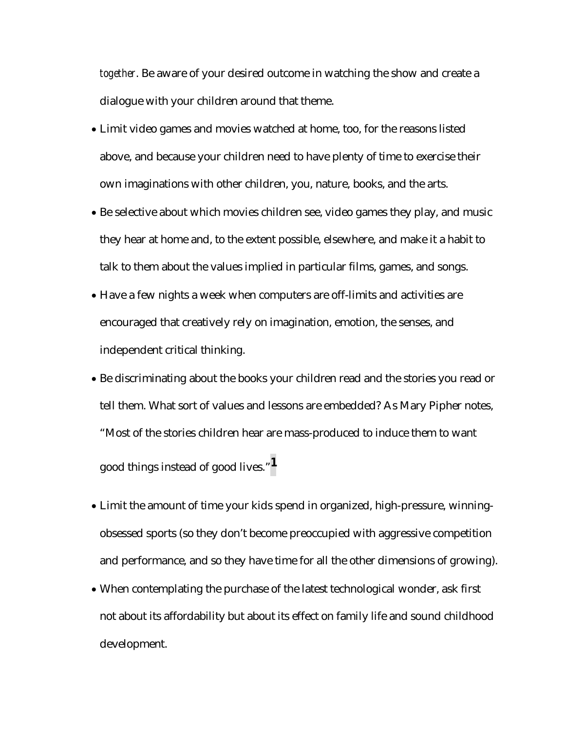*together*. Be aware of your desired outcome in watching the show and create a dialogue with your children around that theme.

- Limit video games and movies watched at home, too, for the reasons listed above, and because your children need to have plenty of time to exercise their own imaginations with other children, you, nature, books, and the arts.
- Be selective about which movies children see, video games they play, and music they hear at home and, to the extent possible, elsewhere, and make it a habit to talk to them about the values implied in particular films, games, and songs.
- Have a few nights a week when computers are off-limits and activities are encouraged that creatively rely on imagination, emotion, the senses, and independent critical thinking.
- Be discriminating about the books your children read and the stories you read or tell them. What sort of values and lessons are embedded? As Mary Pipher notes, "Most of the stories children hear are mass-produced to induce them to want good things instead of good lives."[1]
- Limit the amount of time your kids spend in organized, high-pressure, winning-obsessed sports (so they don't become preoccupied with aggressive competition and performance, and so they have time for all the other dimensions of growing).
- When contemplating the purchase of the latest technological wonder, ask first not about its affordability but about its effect on family life and sound childhood development.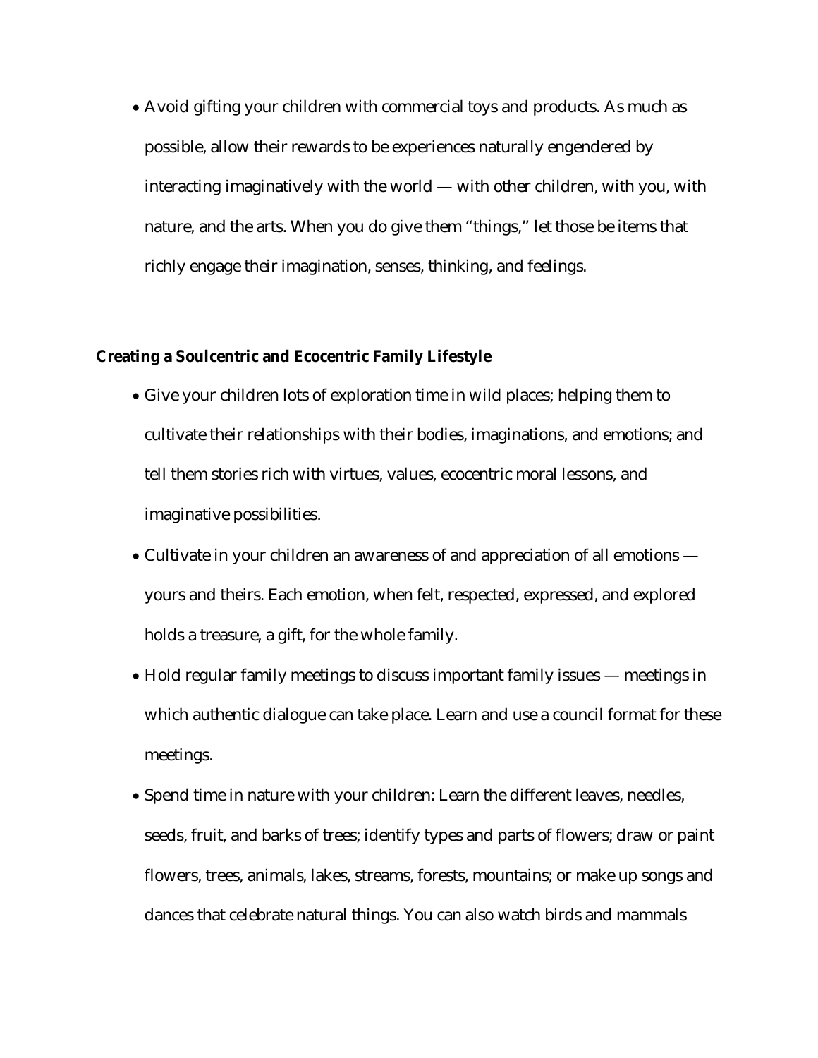- Avoid gifting your children with commercial toys and products. As much as possible, allow their rewards to be experiences naturally engendered by interacting imaginatively with the world — with other children, with you, with nature, and the arts. When you do give them "things," let those be items that richly engage their imagination, senses, thinking, and feelings.

**Creating a Soulcentric and Ecocentric Family Lifestyle**

- Give your children lots of exploration time in wild places; helping them to cultivate their relationships with their bodies, imaginations, and emotions; and tell them stories rich with virtues, values, ecocentric moral lessons, and imaginative possibilities.
- Cultivate in your children an awareness of and appreciation of all emotions — yours and theirs. Each emotion, when felt, respected, expressed, and explored holds a treasure, a gift, for the whole family.
- Hold regular family meetings to discuss important family issues — meetings in which authentic dialogue can take place. Learn and use a council format for these meetings.
- Spend time in nature with your children: Learn the different leaves, needles, seeds, fruit, and barks of trees; identify types and parts of flowers; draw or paint flowers, trees, animals, lakes, streams, forests, mountains; or make up songs and dances that celebrate natural things. You can also watch birds and mammals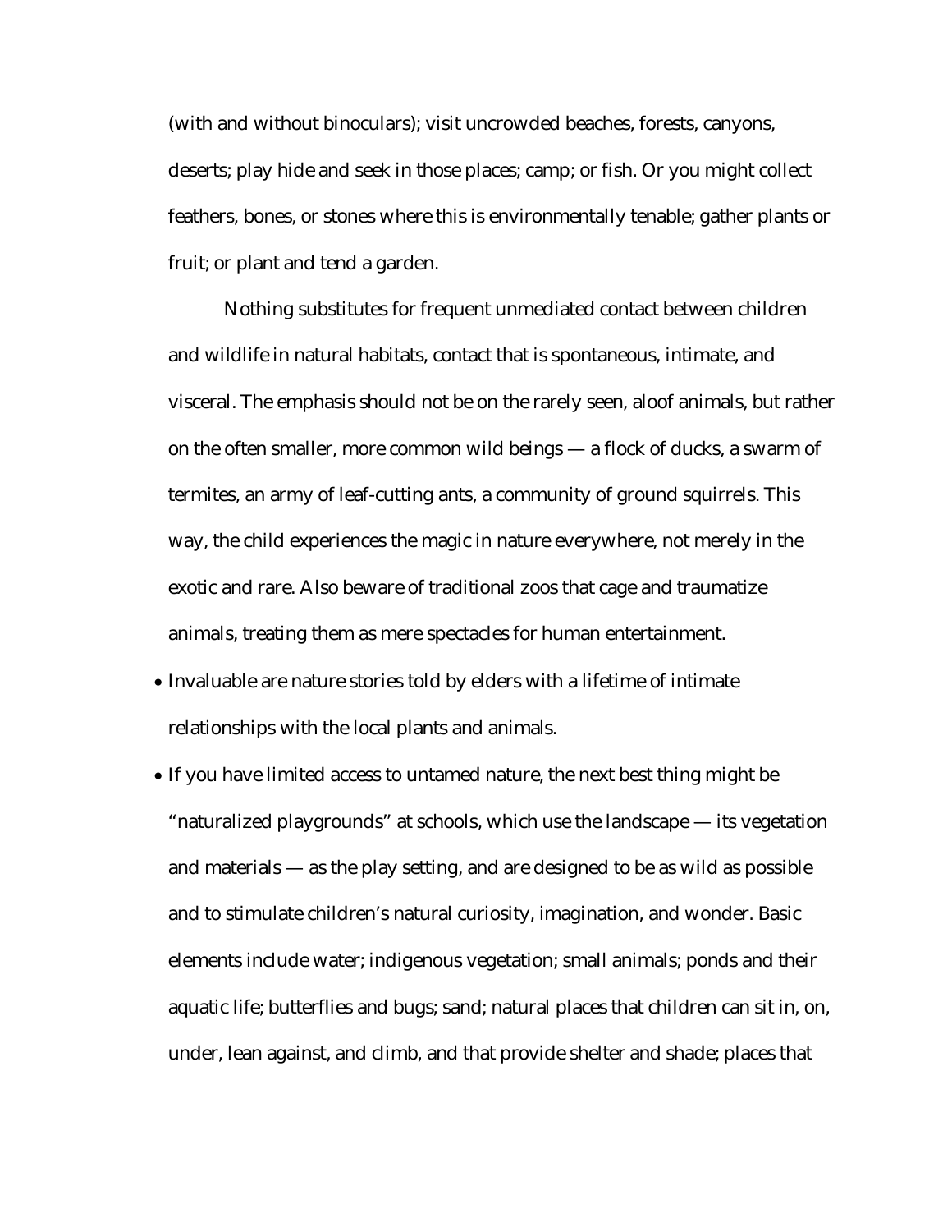(with and without binoculars); visit uncrowded beaches, forests, canyons, deserts; play hide and seek in those places; camp; or fish. Or you might collect feathers, bones, or stones where this is environmentally tenable; gather plants or fruit; or plant and tend a garden.

Nothing substitutes for frequent unmediated contact between children and wildlife in natural habitats, contact that is spontaneous, intimate, and visceral. The emphasis should not be on the rarely seen, aloof animals, but rather on the often smaller, more common wild beings — a flock of ducks, a swarm of termites, an army of leaf-cutting ants, a community of ground squirrels. This way, the child experiences the magic in nature everywhere, not merely in the exotic and rare. Also beware of traditional zoos that cage and traumatize animals, treating them as mere spectacles for human entertainment.

- Invaluable are nature stories told by elders with a lifetime of intimate relationships with the local plants and animals.
- If you have limited access to untamed nature, the next best thing might be "naturalized playgrounds" at schools, which use the landscape — its vegetation and materials — as the play setting, and are designed to be as wild as possible and to stimulate children's natural curiosity, imagination, and wonder. Basic elements include water; indigenous vegetation; small animals; ponds and their aquatic life; butterflies and bugs; sand; natural places that children can sit in, on, under, lean against, and climb, and that provide shelter and shade; places that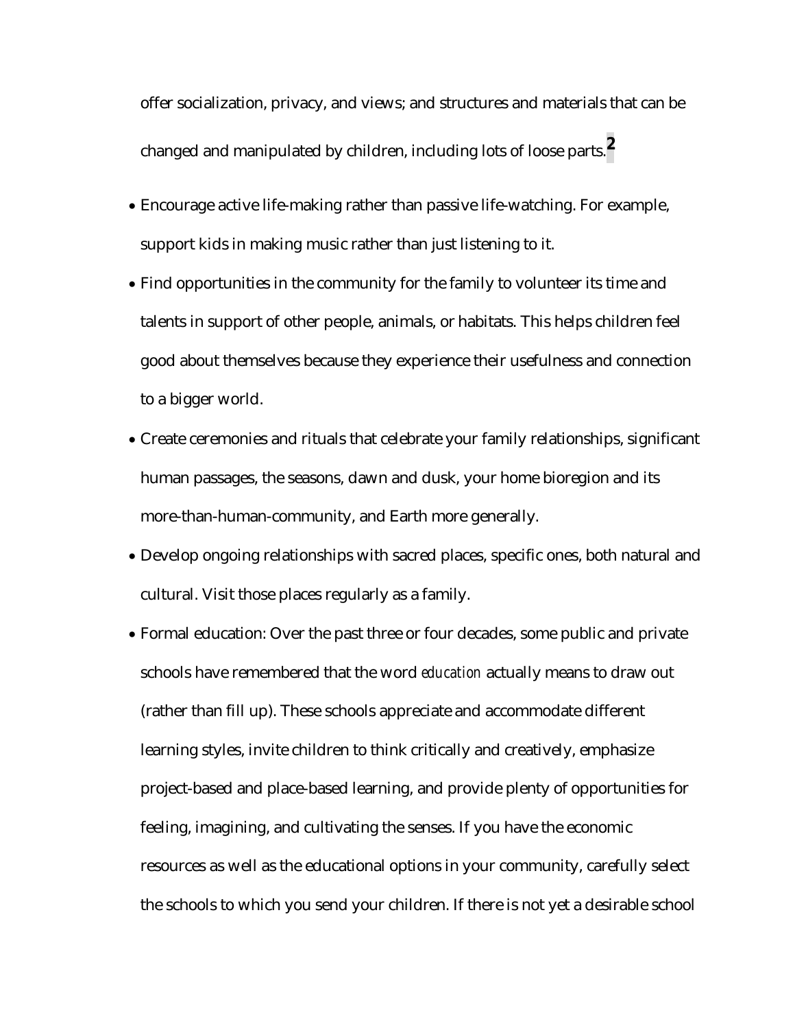offer socialization, privacy, and views; and structures and materials that can be changed and manipulated by children, including lots of loose parts.[2]

- Encourage active life-making rather than passive life-watching. For example, support kids in making music rather than just listening to it.
- Find opportunities in the community for the family to volunteer its time and talents in support of other people, animals, or habitats. This helps children feel good about themselves because they experience their usefulness and connection to a bigger world.
- Create ceremonies and rituals that celebrate your family relationships, significant human passages, the seasons, dawn and dusk, your home bioregion and its more-than-human-community, and Earth more generally.
- Develop ongoing relationships with sacred places, specific ones, both natural and cultural. Visit those places regularly as a family.
- Formal education: Over the past three or four decades, some public and private schools have remembered that the word *education* actually means to draw out (rather than fill up). These schools appreciate and accommodate different learning styles, invite children to think critically and creatively, emphasize project-based and place-based learning, and provide plenty of opportunities for feeling, imagining, and cultivating the senses. If you have the economic resources as well as the educational options in your community, carefully select the schools to which you send your children. If there is not yet a desirable school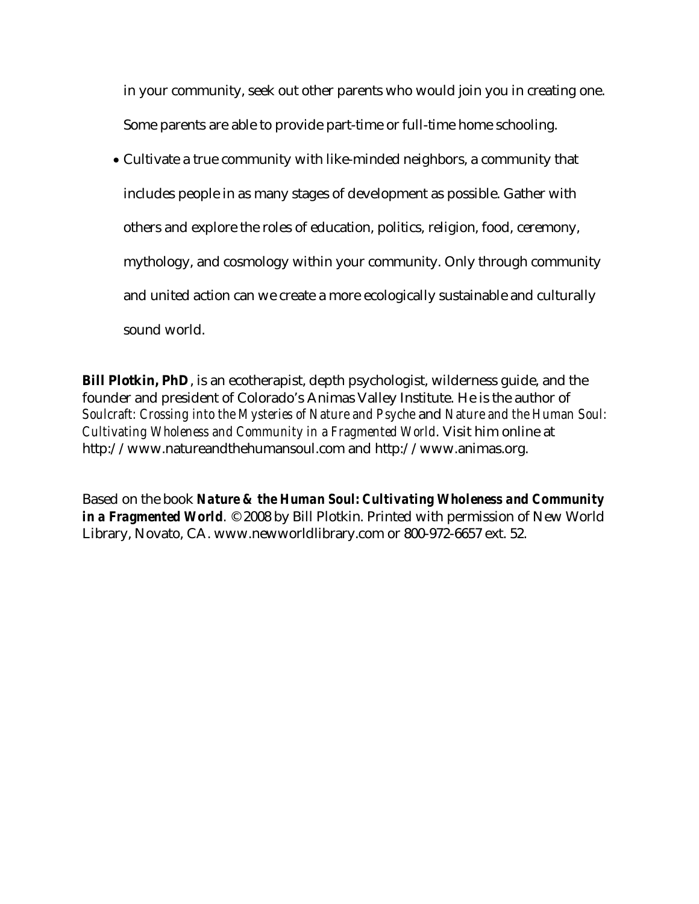in your community, seek out other parents who would join you in creating one. Some parents are able to provide part-time or full-time home schooling.

- Cultivate a true community with like-minded neighbors, a community that includes people in as many stages of development as possible. Gather with others and explore the roles of education, politics, religion, food, ceremony, mythology, and cosmology within your community. Only through community and united action can we create a more ecologically sustainable and culturally sound world.

**Bill Plotkin, PhD**, is an ecotherapist, depth psychologist, wilderness guide, and the founder and president of Colorado's Animas Valley Institute. He is the author of *Soulcraft: Crossing into the Mysteries of Nature and Psyche* and *Nature and the Human Soul: Cultivating Wholeness and Community in a Fragmented World*. Visit him online at http://www.natureandthehumansoul.com and http://www.animas.org.

Based on the book ***Nature & the Human Soul: Cultivating Wholeness and Community in a Fragmented World***. © 2008 by Bill Plotkin. Printed with permission of New World Library, Novato, CA. www.newworldlibrary.com or 800-972-6657 ext. 52.